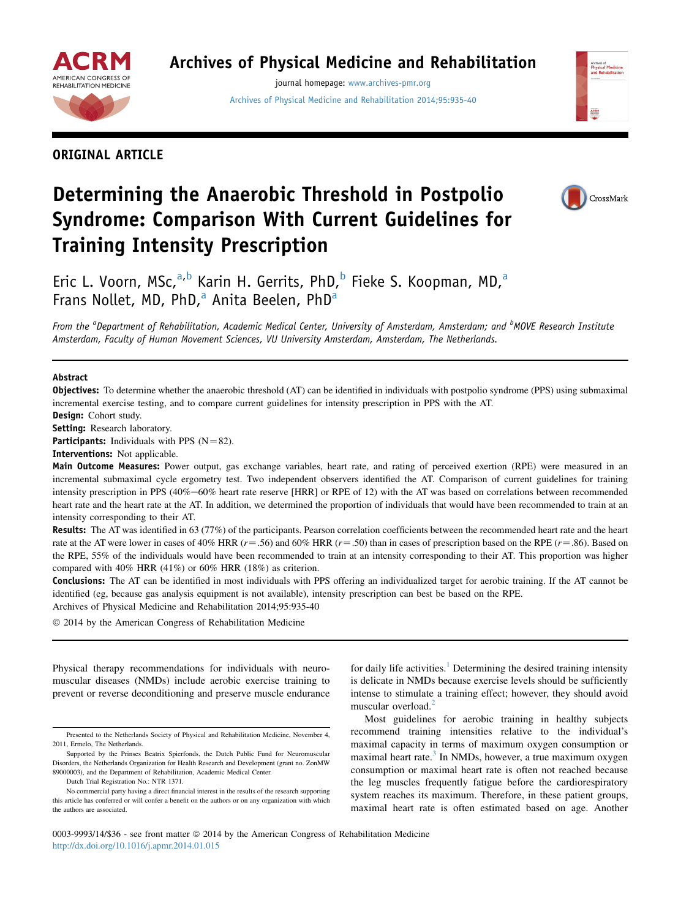ORIGINAL ARTICLE

# Determining the Anaerobic Threshold in Postpolio Syndrome: Comparison With Current Guidelines for Training Intensity Prescription

Eric L. Voorn, MSc,[a,b] Karin H. Gerrits, PhD,[b] Fieke S. Koopman, MD,[a] Frans Nollet, MD, PhD,[a] Anita Beelen, PhD[a]

*From the [a]Department of Rehabilitation, Academic Medical Center, University of Amsterdam, Amsterdam; and [b]MOVE Research Institute Amsterdam, Faculty of Human Movement Sciences, VU University Amsterdam, Amsterdam, The Netherlands.*

## Abstract

**Objectives:** To determine whether the anaerobic threshold (AT) can be identified in individuals with postpolio syndrome (PPS) using submaximal incremental exercise testing, and to compare current guidelines for intensity prescription in PPS with the AT.

**Design:** Cohort study.

**Setting:** Research laboratory.

**Participants:** Individuals with PPS (N=82).

**Interventions:** Not applicable.

**Main Outcome Measures:** Power output, gas exchange variables, heart rate, and rating of perceived exertion (RPE) were measured in an incremental submaximal cycle ergometry test. Two independent observers identified the AT. Comparison of current guidelines for training intensity prescription in PPS (40%–60% heart rate reserve [HRR] or RPE of 12) with the AT was based on correlations between recommended heart rate and the heart rate at the AT. In addition, we determined the proportion of individuals that would have been recommended to train at an intensity corresponding to their AT.

**Results:** The AT was identified in 63 (77%) of the participants. Pearson correlation coefficients between the recommended heart rate and the heart rate at the AT were lower in cases of 40% HRR ($r$=.56) and 60% HRR ($r$=.50) than in cases of prescription based on the RPE ($r$=.86). Based on the RPE, 55% of the individuals would have been recommended to train at an intensity corresponding to their AT. This proportion was higher compared with 40% HRR (41%) or 60% HRR (18%) as criterion.

**Conclusions:** The AT can be identified in most individuals with PPS offering an individualized target for aerobic training. If the AT cannot be identified (eg, because gas analysis equipment is not available), intensity prescription can best be based on the RPE.

Archives of Physical Medicine and Rehabilitation 2014;95:935-40

© 2014 by the American Congress of Rehabilitation Medicine

Physical therapy recommendations for individuals with neuromuscular diseases (NMDs) include aerobic exercise training to prevent or reverse deconditioning and preserve muscle endurance for daily life activities.[1] Determining the desired training intensity is delicate in NMDs because exercise levels should be sufficiently intense to stimulate a training effect; however, they should avoid muscular overload.[2]

Most guidelines for aerobic training in healthy subjects recommend training intensities relative to the individual's maximal capacity in terms of maximum oxygen consumption or maximal heart rate.[3] In NMDs, however, a true maximum oxygen consumption or maximal heart rate is often not reached because the leg muscles frequently fatigue before the cardiorespiratory system reaches its maximum. Therefore, in these patient groups, maximal heart rate is often estimated based on age. Another

Presented to the Netherlands Society of Physical and Rehabilitation Medicine, November 4, 2011, Ermelo, The Netherlands.

Supported by the Prinses Beatrix Spierfonds, the Dutch Public Fund for Neuromuscular Disorders, the Netherlands Organization for Health Research and Development (grant no. ZonMW 89000003), and the Department of Rehabilitation, Academic Medical Center.

Dutch Trial Registration No.: NTR 1371.

No commercial party having a direct financial interest in the results of the research supporting this article has conferred or will confer a benefit on the authors or on any organization with which the authors are associated.

0003-9993/14/$36 - see front matter © 2014 by the American Congress of Rehabilitation Medicine
http://dx.doi.org/10.1016/j.apmr.2014.01.015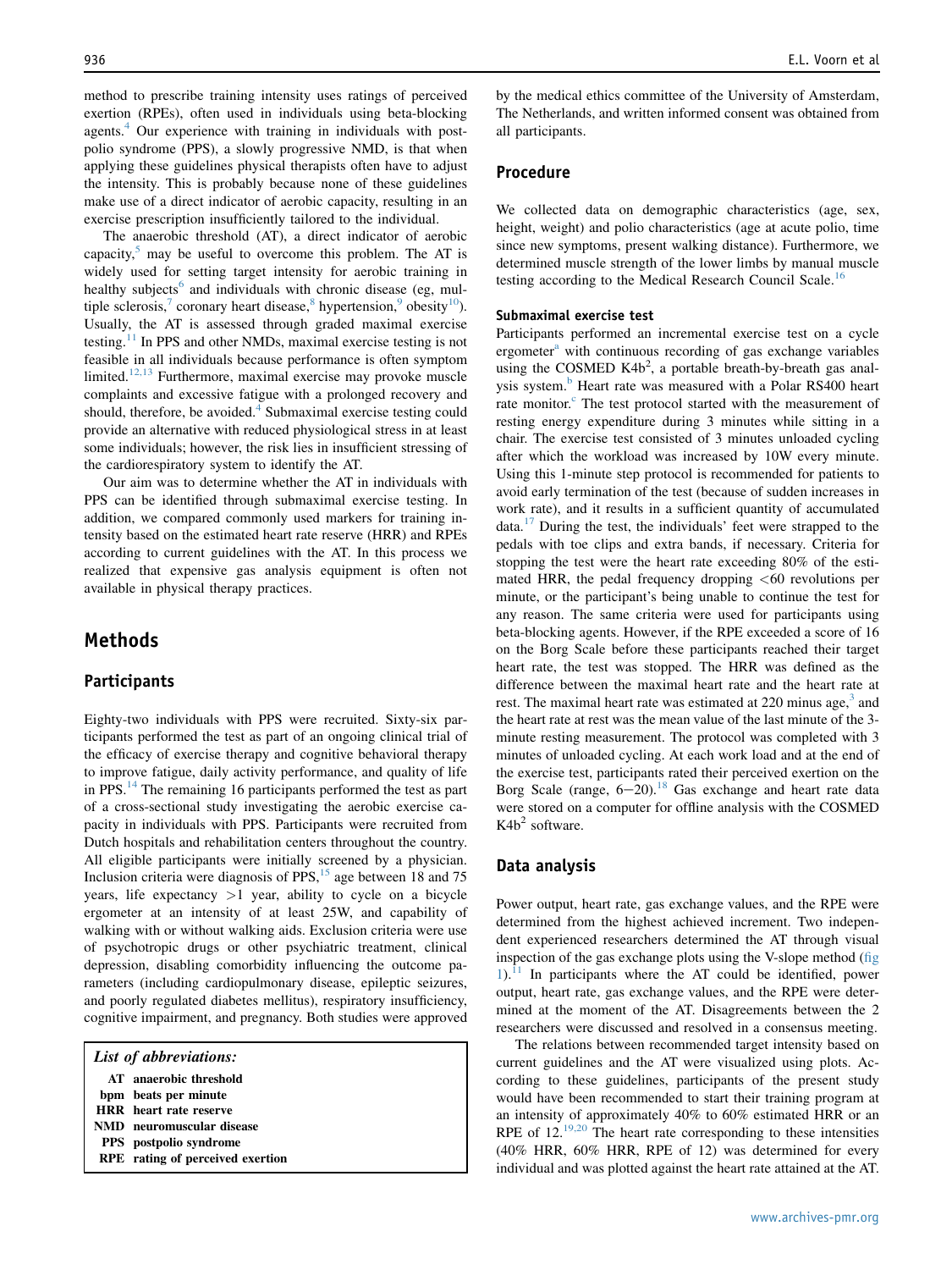method to prescribe training intensity uses ratings of perceived exertion (RPEs), often used in individuals using beta-blocking agents.[4] Our experience with training in individuals with postpolio syndrome (PPS), a slowly progressive NMD, is that when applying these guidelines physical therapists often have to adjust the intensity. This is probably because none of these guidelines make use of a direct indicator of aerobic capacity, resulting in an exercise prescription insufficiently tailored to the individual.

The anaerobic threshold (AT), a direct indicator of aerobic capacity,[5] may be useful to overcome this problem. The AT is widely used for setting target intensity for aerobic training in healthy subjects[6] and individuals with chronic disease (eg, multiple sclerosis,[7] coronary heart disease,[8] hypertension,[9] obesity[10]). Usually, the AT is assessed through graded maximal exercise testing.[11] In PPS and other NMDs, maximal exercise testing is not feasible in all individuals because performance is often symptom limited.[12,13] Furthermore, maximal exercise may provoke muscle complaints and excessive fatigue with a prolonged recovery and should, therefore, be avoided.[4] Submaximal exercise testing could provide an alternative with reduced physiological stress in at least some individuals; however, the risk lies in insufficient stressing of the cardiorespiratory system to identify the AT.

Our aim was to determine whether the AT in individuals with PPS can be identified through submaximal exercise testing. In addition, we compared commonly used markers for training intensity based on the estimated heart rate reserve (HRR) and RPEs according to current guidelines with the AT. In this process we realized that expensive gas analysis equipment is often not available in physical therapy practices.

## Methods

### Participants

Eighty-two individuals with PPS were recruited. Sixty-six participants performed the test as part of an ongoing clinical trial of the efficacy of exercise therapy and cognitive behavioral therapy to improve fatigue, daily activity performance, and quality of life in PPS.[14] The remaining 16 participants performed the test as part of a cross-sectional study investigating the aerobic exercise capacity in individuals with PPS. Participants were recruited from Dutch hospitals and rehabilitation centers throughout the country. All eligible participants were initially screened by a physician. Inclusion criteria were diagnosis of PPS,[15] age between 18 and 75 years, life expectancy >1 year, ability to cycle on a bicycle ergometer at an intensity of at least 25W, and capability of walking with or without walking aids. Exclusion criteria were use of psychotropic drugs or other psychiatric treatment, clinical depression, disabling comorbidity influencing the outcome parameters (including cardiopulmonary disease, epileptic seizures, and poorly regulated diabetes mellitus), respiratory insufficiency, cognitive impairment, and pregnancy. Both studies were approved by the medical ethics committee of the University of Amsterdam, The Netherlands, and written informed consent was obtained from all participants.

*List of abbreviations:*

- **AT** anaerobic threshold
- **bpm** beats per minute
- **HRR** heart rate reserve
- **NMD** neuromuscular disease
- **PPS** postpolio syndrome
- **RPE** rating of perceived exertion

### Procedure

We collected data on demographic characteristics (age, sex, height, weight) and polio characteristics (age at acute polio, time since new symptoms, present walking distance). Furthermore, we determined muscle strength of the lower limbs by manual muscle testing according to the Medical Research Council Scale.[16]

#### Submaximal exercise test

Participants performed an incremental exercise test on a cycle ergometer[a] with continuous recording of gas exchange variables using the COSMED K4b$^2$, a portable breath-by-breath gas analysis system.[b] Heart rate was measured with a Polar RS400 heart rate monitor.[c] The test protocol started with the measurement of resting energy expenditure during 3 minutes while sitting in a chair. The exercise test consisted of 3 minutes unloaded cycling after which the workload was increased by 10W every minute. Using this 1-minute step protocol is recommended for patients to avoid early termination of the test (because of sudden increases in work rate), and it results in a sufficient quantity of accumulated data.[17] During the test, the individuals' feet were strapped to the pedals with toe clips and extra bands, if necessary. Criteria for stopping the test were the heart rate exceeding 80% of the estimated HRR, the pedal frequency dropping <60 revolutions per minute, or the participant's being unable to continue the test for any reason. The same criteria were used for participants using beta-blocking agents. However, if the RPE exceeded a score of 16 on the Borg Scale before these participants reached their target heart rate, the test was stopped. The HRR was defined as the difference between the maximal heart rate and the heart rate at rest. The maximal heart rate was estimated at 220 minus age,[3] and the heart rate at rest was the mean value of the last minute of the 3-minute resting measurement. The protocol was completed with 3 minutes of unloaded cycling. At each work load and at the end of the exercise test, participants rated their perceived exertion on the Borg Scale (range, 6−20).[18] Gas exchange and heart rate data were stored on a computer for offline analysis with the COSMED K4b$^2$ software.

### Data analysis

Power output, heart rate, gas exchange values, and the RPE were determined from the highest achieved increment. Two independent experienced researchers determined the AT through visual inspection of the gas exchange plots using the V-slope method (fig 1).[11] In participants where the AT could be identified, power output, heart rate, gas exchange values, and the RPE were determined at the moment of the AT. Disagreements between the 2 researchers were discussed and resolved in a consensus meeting.

The relations between recommended target intensity based on current guidelines and the AT were visualized using plots. According to these guidelines, participants of the present study would have been recommended to start their training program at an intensity of approximately 40% to 60% estimated HRR or an RPE of 12.[19,20] The heart rate corresponding to these intensities (40% HRR, 60% HRR, RPE of 12) was determined for every individual and was plotted against the heart rate attained at the AT.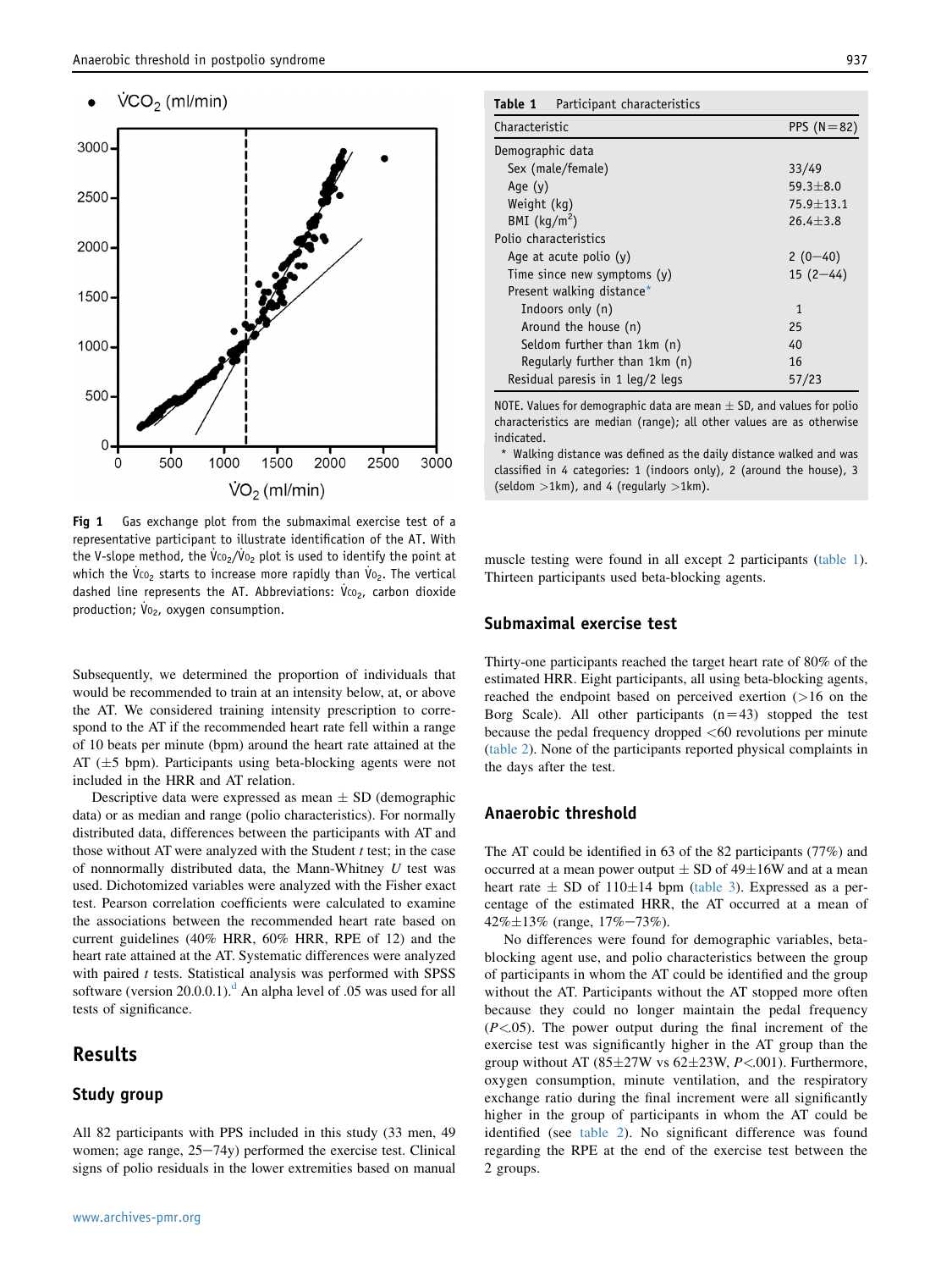Fig 1 Gas exchange plot from the submaximal exercise test of a representative participant to illustrate identification of the AT. With the V-slope method, the $\dot{V}CO_2/\dot{V}O_2$ plot is used to identify the point at which the $\dot{V}CO_2$ starts to increase more rapidly than $\dot{V}O_2$. The vertical dashed line represents the AT. Abbreviations: $\dot{V}CO_2$, carbon dioxide production; $\dot{V}O_2$, oxygen consumption.

Subsequently, we determined the proportion of individuals that would be recommended to train at an intensity below, at, or above the AT. We considered training intensity prescription to correspond to the AT if the recommended heart rate fell within a range of 10 beats per minute (bpm) around the heart rate attained at the AT (±5 bpm). Participants using beta-blocking agents were not included in the HRR and AT relation.

Descriptive data were expressed as mean ± SD (demographic data) or as median and range (polio characteristics). For normally distributed data, differences between the participants with AT and those without AT were analyzed with the Student *t* test; in the case of nonnormally distributed data, the Mann-Whitney *U* test was used. Dichotomized variables were analyzed with the Fisher exact test. Pearson correlation coefficients were calculated to examine the associations between the recommended heart rate based on current guidelines (40% HRR, 60% HRR, RPE of 12) and the heart rate attained at the AT. Systematic differences were analyzed with paired *t* tests. Statistical analysis was performed with SPSS software (version 20.0.0.1).[d] An alpha level of .05 was used for all tests of significance.

## Results

### Study group

All 82 participants with PPS included in this study (33 men, 49 women; age range, 25–74y) performed the exercise test. Clinical signs of polio residuals in the lower extremities based on manual muscle testing were found in all except 2 participants (table 1). Thirteen participants used beta-blocking agents.

**Table 1** Participant characteristics

| Characteristic | PPS (N=82) |
|---|---|
| Demographic data | |
| Sex (male/female) | 33/49 |
| Age (y) | 59.3±8.0 |
| Weight (kg) | 75.9±13.1 |
| BMI (kg/m²) | 26.4±3.8 |
| Polio characteristics | |
| Age at acute polio (y) | 2 (0–40) |
| Time since new symptoms (y) | 15 (2–44) |
| Present walking distance* | |
| Indoors only (n) | 1 |
| Around the house (n) | 25 |
| Seldom further than 1km (n) | 40 |
| Regularly further than 1km (n) | 16 |
| Residual paresis in 1 leg/2 legs | 57/23 |

NOTE. Values for demographic data are mean ± SD, and values for polio characteristics are median (range); all other values are as otherwise indicated.

\* Walking distance was defined as the daily distance walked and was classified in 4 categories: 1 (indoors only), 2 (around the house), 3 (seldom >1km), and 4 (regularly >1km).

### Submaximal exercise test

Thirty-one participants reached the target heart rate of 80% of the estimated HRR. Eight participants, all using beta-blocking agents, reached the endpoint based on perceived exertion (>16 on the Borg Scale). All other participants (n=43) stopped the test because the pedal frequency dropped <60 revolutions per minute (table 2). None of the participants reported physical complaints in the days after the test.

### Anaerobic threshold

The AT could be identified in 63 of the 82 participants (77%) and occurred at a mean power output ± SD of 49±16W and at a mean heart rate ± SD of 110±14 bpm (table 3). Expressed as a percentage of the estimated HRR, the AT occurred at a mean of 42%±13% (range, 17%–73%).

No differences were found for demographic variables, beta-blocking agent use, and polio characteristics between the group of participants in whom the AT could be identified and the group without the AT. Participants without the AT stopped more often because they could no longer maintain the pedal frequency ($P<.05$). The power output during the final increment of the exercise test was significantly higher in the AT group than the group without AT (85±27W vs 62±23W, $P<.001$). Furthermore, oxygen consumption, minute ventilation, and the respiratory exchange ratio during the final increment were all significantly higher in the group of participants in whom the AT could be identified (see table 2). No significant difference was found regarding the RPE at the end of the exercise test between the 2 groups.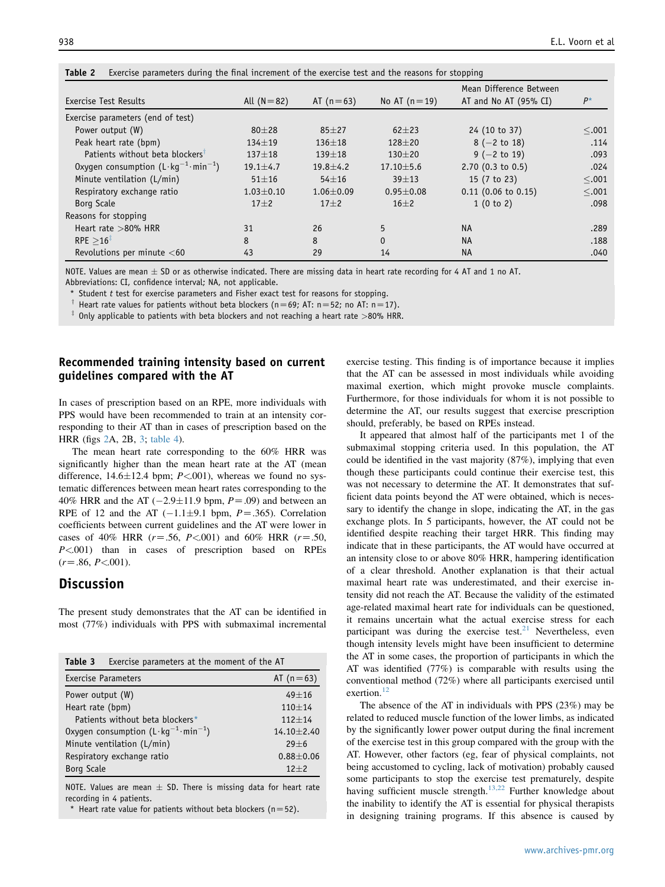**Table 2** Exercise parameters during the final increment of the exercise test and the reasons for stopping

| Exercise Test Results | All (N=82) | AT (n=63) | No AT (n=19) | Mean Difference Between AT and No AT (95% CI) | P* |
|---|---|---|---|---|---|
| Exercise parameters (end of test) | | | | | |
| Power output (W) | 80±28 | 85±27 | 62±23 | 24 (10 to 37) | ≤.001 |
| Peak heart rate (bpm) | 134±19 | 136±18 | 128±20 | 8 (−2 to 18) | .114 |
| Patients without beta blockers[†] | 137±18 | 139±18 | 130±20 | 9 (−2 to 19) | .093 |
| Oxygen consumption ($L \cdot kg^{-1} \cdot min^{-1}$) | 19.1±4.7 | 19.8±4.2 | 17.10±5.6 | 2.70 (0.3 to 0.5) | .024 |
| Minute ventilation (L/min) | 51±16 | 54±16 | 39±13 | 15 (7 to 23) | ≤.001 |
| Respiratory exchange ratio | 1.03±0.10 | 1.06±0.09 | 0.95±0.08 | 0.11 (0.06 to 0.15) | ≤.001 |
| Borg Scale | 17±2 | 17±2 | 16±2 | 1 (0 to 2) | .098 |
| Reasons for stopping | | | | | |
| Heart rate >80% HRR | 31 | 26 | 5 | NA | .289 |
| RPE ≥16[‡] | 8 | 8 | 0 | NA | .188 |
| Revolutions per minute <60 | 43 | 29 | 14 | NA | .040 |

NOTE. Values are mean ± SD or as otherwise indicated. There are missing data in heart rate recording for 4 AT and 1 no AT.
Abbreviations: CI, confidence interval; NA, not applicable.
* Student *t* test for exercise parameters and Fisher exact test for reasons for stopping.
† Heart rate values for patients without beta blockers (n=69; AT: n=52; no AT: n=17).
‡ Only applicable to patients with beta blockers and not reaching a heart rate >80% HRR.

## Recommended training intensity based on current guidelines compared with the AT

In cases of prescription based on an RPE, more individuals with PPS would have been recommended to train at an intensity corresponding to their AT than in cases of prescription based on the HRR (figs 2A, 2B, 3; table 4).

The mean heart rate corresponding to the 60% HRR was significantly higher than the mean heart rate at the AT (mean difference, 14.6±12.4 bpm; $P<.001$), whereas we found no systematic differences between mean heart rates corresponding to the 40% HRR and the AT (−2.9±11.9 bpm, $P=.09$) and between an RPE of 12 and the AT (−1.1±9.1 bpm, $P=.365$). Correlation coefficients between current guidelines and the AT were lower in cases of 40% HRR ($r=.56$, $P<.001$) and 60% HRR ($r=.50$, $P<.001$) than in cases of prescription based on RPEs ($r=.86$, $P<.001$).

## Discussion

The present study demonstrates that the AT can be identified in most (77%) individuals with PPS with submaximal incremental exercise testing. This finding is of importance because it implies that the AT can be assessed in most individuals while avoiding maximal exertion, which might provoke muscle complaints. Furthermore, for those individuals for whom it is not possible to determine the AT, our results suggest that exercise prescription should, preferably, be based on RPEs instead.

It appeared that almost half of the participants met 1 of the submaximal stopping criteria used. In this population, the AT could be identified in the vast majority (87%), implying that even though these participants could continue their exercise test, this was not necessary to determine the AT. It demonstrates that sufficient data points beyond the AT were obtained, which is necessary to identify the change in slope, indicating the AT, in the gas exchange plots. In 5 participants, however, the AT could not be identified despite reaching their target HRR. This finding may indicate that in these participants, the AT would have occurred at an intensity close to or above 80% HRR, hampering identification of a clear threshold. Another explanation is that their actual maximal heart rate was underestimated, and their exercise intensity did not reach the AT. Because the validity of the estimated age-related maximal heart rate for individuals can be questioned, it remains uncertain what the actual exercise stress for each participant was during the exercise test.[21] Nevertheless, even though intensity levels might have been insufficient to determine the AT in some cases, the proportion of participants in which the AT was identified (77%) is comparable with results using the conventional method (72%) where all participants exercised until exertion.[12]

The absence of the AT in individuals with PPS (23%) may be related to reduced muscle function of the lower limbs, as indicated by the significantly lower power output during the final increment of the exercise test in this group compared with the group with the AT. However, other factors (eg, fear of physical complaints, not being accustomed to cycling, lack of motivation) probably caused some participants to stop the exercise test prematurely, despite having sufficient muscle strength.[13,22] Further knowledge about the inability to identify the AT is essential for physical therapists in designing training programs. If this absence is caused by

**Table 3** Exercise parameters at the moment of the AT

| Exercise Parameters | AT (n=63) |
|---|---|
| Power output (W) | 49±16 |
| Heart rate (bpm) | 110±14 |
| Patients without beta blockers* | 112±14 |
| Oxygen consumption ($L \cdot kg^{-1} \cdot min^{-1}$) | 14.10±2.40 |
| Minute ventilation (L/min) | 29±6 |
| Respiratory exchange ratio | 0.88±0.06 |
| Borg Scale | 12±2 |

NOTE. Values are mean ± SD. There is missing data for heart rate recording in 4 patients.
* Heart rate value for patients without beta blockers (n=52).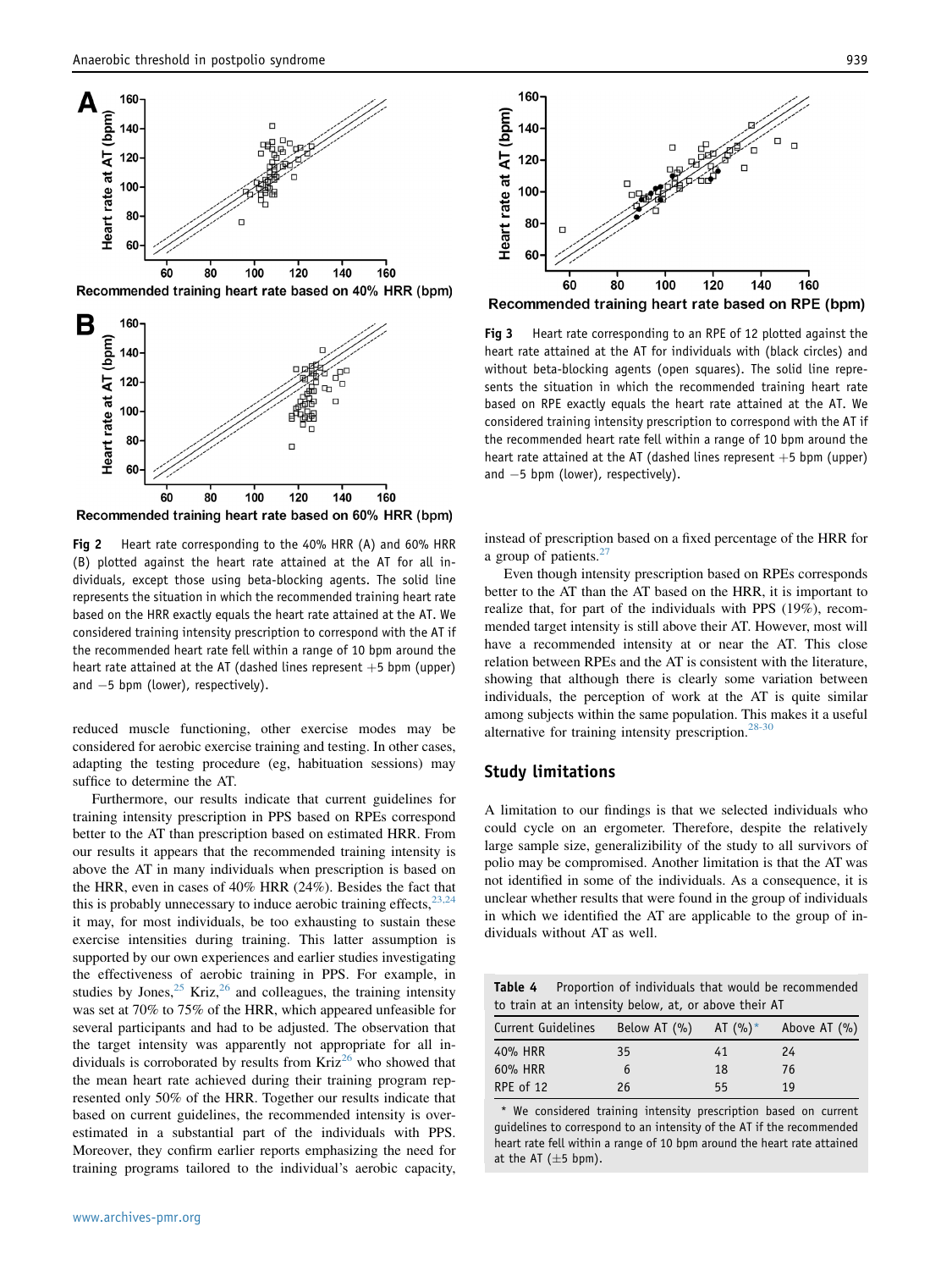Fig 2 Heart rate corresponding to the 40% HRR (A) and 60% HRR (B) plotted against the heart rate attained at the AT for all individuals, except those using beta-blocking agents. The solid line represents the situation in which the recommended training heart rate based on the HRR exactly equals the heart rate attained at the AT. We considered training intensity prescription to correspond with the AT if the recommended heart rate fell within a range of 10 bpm around the heart rate attained at the AT (dashed lines represent +5 bpm (upper) and −5 bpm (lower), respectively).

reduced muscle functioning, other exercise modes may be considered for aerobic exercise training and testing. In other cases, adapting the testing procedure (eg, habituation sessions) may suffice to determine the AT.

Furthermore, our results indicate that current guidelines for training intensity prescription in PPS based on RPEs correspond better to the AT than prescription based on estimated HRR. From our results it appears that the recommended training intensity is above the AT in many individuals when prescription is based on the HRR, even in cases of 40% HRR (24%). Besides the fact that this is probably unnecessary to induce aerobic training effects,[23,24] it may, for most individuals, be too exhausting to sustain these exercise intensities during training. This latter assumption is supported by our own experiences and earlier studies investigating the effectiveness of aerobic training in PPS. For example, in studies by Jones,[25] Kriz,[26] and colleagues, the training intensity was set at 70% to 75% of the HRR, which appeared unfeasible for several participants and had to be adjusted. The observation that the target intensity was apparently not appropriate for all individuals is corroborated by results from Kriz[26] who showed that the mean heart rate achieved during their training program represented only 50% of the HRR. Together our results indicate that based on current guidelines, the recommended intensity is overestimated in a substantial part of the individuals with PPS. Moreover, they confirm earlier reports emphasizing the need for training programs tailored to the individual's aerobic capacity, instead of prescription based on a fixed percentage of the HRR for a group of patients.[27]

Fig 3 Heart rate corresponding to an RPE of 12 plotted against the heart rate attained at the AT for individuals with (black circles) and without beta-blocking agents (open squares). The solid line represents the situation in which the recommended training heart rate based on RPE exactly equals the heart rate attained at the AT. We considered training intensity prescription to correspond with the AT if the recommended heart rate fell within a range of 10 bpm around the heart rate attained at the AT (dashed lines represent +5 bpm (upper) and −5 bpm (lower), respectively).

Even though intensity prescription based on RPEs corresponds better to the AT than the AT based on the HRR, it is important to realize that, for part of the individuals with PPS (19%), recommended target intensity is still above their AT. However, most will have a recommended intensity at or near the AT. This close relation between RPEs and the AT is consistent with the literature, showing that although there is clearly some variation between individuals, the perception of work at the AT is quite similar among subjects within the same population. This makes it a useful alternative for training intensity prescription.[28-30]

## Study limitations

A limitation to our findings is that we selected individuals who could cycle on an ergometer. Therefore, despite the relatively large sample size, generalizibility of the study to all survivors of polio may be compromised. Another limitation is that the AT was not identified in some of the individuals. As a consequence, it is unclear whether results that were found in the group of individuals in which we identified the AT are applicable to the group of individuals without AT as well.

**Table 4** Proportion of individuals that would be recommended to train at an intensity below, at, or above their AT

| Current Guidelines | Below AT (%) | AT (%)* | Above AT (%) |
|---|---|---|---|
| 40% HRR | 35 | 41 | 24 |
| 60% HRR | 6 | 18 | 76 |
| RPE of 12 | 26 | 55 | 19 |

\* We considered training intensity prescription based on current guidelines to correspond to an intensity of the AT if the recommended heart rate fell within a range of 10 bpm around the heart rate attained at the AT (±5 bpm).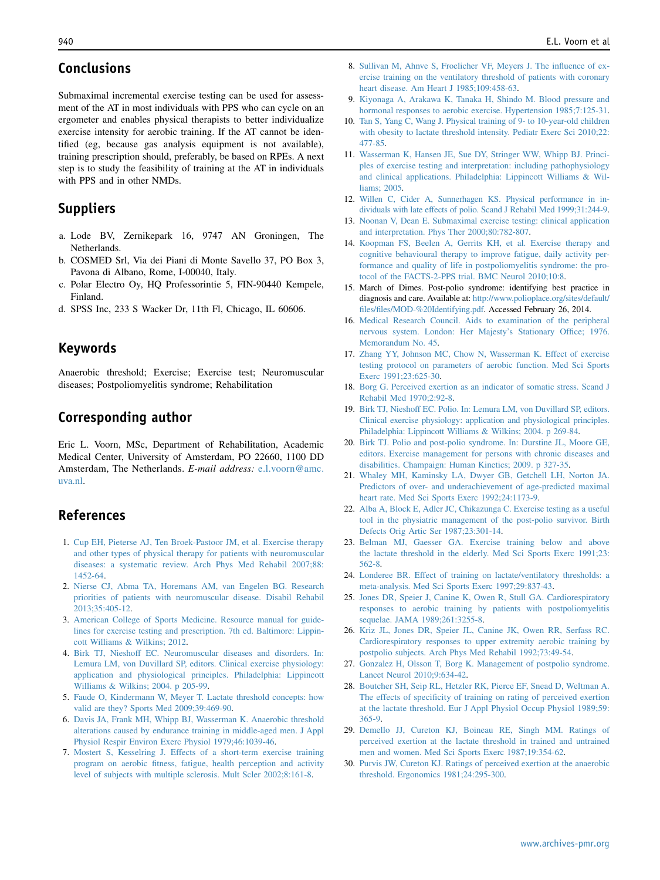## Conclusions

Submaximal incremental exercise testing can be used for assessment of the AT in most individuals with PPS who can cycle on an ergometer and enables physical therapists to better individualize exercise intensity for aerobic training. If the AT cannot be identified (eg, because gas analysis equipment is not available), training prescription should, preferably, be based on RPEs. A next step is to study the feasibility of training at the AT in individuals with PPS and in other NMDs.

## Suppliers

a. Lode BV, Zernikepark 16, 9747 AN Groningen, The Netherlands.
b. COSMED Srl, Via dei Piani di Monte Savello 37, PO Box 3, Pavona di Albano, Rome, I-00040, Italy.
c. Polar Electro Oy, HQ Professorintie 5, FIN-90440 Kempele, Finland.
d. SPSS Inc, 233 S Wacker Dr, 11th Fl, Chicago, IL 60606.

## Keywords

Anaerobic threshold; Exercise; Exercise test; Neuromuscular diseases; Postpoliomyelitis syndrome; Rehabilitation

## Corresponding author

Eric L. Voorn, MSc, Department of Rehabilitation, Academic Medical Center, University of Amsterdam, PO 22660, 1100 DD Amsterdam, The Netherlands. *E-mail address:* e.l.voorn@amc.uva.nl.

## References

1. Cup EH, Pieterse AJ, Ten Broek-Pastoor JM, et al. Exercise therapy and other types of physical therapy for patients with neuromuscular diseases: a systematic review. Arch Phys Med Rehabil 2007;88:1452-64.
2. Nierse CJ, Abma TA, Horemans AM, van Engelen BG. Research priorities of patients with neuromuscular disease. Disabil Rehabil 2013;35:405-12.
3. American College of Sports Medicine. Resource manual for guidelines for exercise testing and prescription. 7th ed. Baltimore: Lippincott Williams & Wilkins; 2012.
4. Birk TJ, Nieshoff EC. Neuromuscular diseases and disorders. In: Lemura LM, von Duvillard SP, editors. Clinical exercise physiology: application and physiological principles. Philadelphia: Lippincott Williams & Wilkins; 2004. p 205-99.
5. Faude O, Kindermann W, Meyer T. Lactate threshold concepts: how valid are they? Sports Med 2009;39:469-90.
6. Davis JA, Frank MH, Whipp BJ, Wasserman K. Anaerobic threshold alterations caused by endurance training in middle-aged men. J Appl Physiol Respir Environ Exerc Physiol 1979;46:1039-46.
7. Mostert S, Kesselring J. Effects of a short-term exercise training program on aerobic fitness, fatigue, health perception and activity level of subjects with multiple sclerosis. Mult Scler 2002;8:161-8.
8. Sullivan M, Ahnve S, Froelicher VF, Meyers J. The influence of exercise training on the ventilatory threshold of patients with coronary heart disease. Am Heart J 1985;109:458-63.
9. Kiyonaga A, Arakawa K, Tanaka H, Shindo M. Blood pressure and hormonal responses to aerobic exercise. Hypertension 1985;7:125-31.
10. Tan S, Yang C, Wang J. Physical training of 9- to 10-year-old children with obesity to lactate threshold intensity. Pediatr Exerc Sci 2010;22:477-85.
11. Wasserman K, Hansen JE, Sue DY, Stringer WW, Whipp BJ. Principles of exercise testing and interpretation: including pathophysiology and clinical applications. Philadelphia: Lippincott Williams & Williams; 2005.
12. Willen C, Cider A, Sunnerhagen KS. Physical performance in individuals with late effects of polio. Scand J Rehabil Med 1999;31:244-9.
13. Noonan V, Dean E. Submaximal exercise testing: clinical application and interpretation. Phys Ther 2000;80:782-807.
14. Koopman FS, Beelen A, Gerrits KH, et al. Exercise therapy and cognitive behavioural therapy to improve fatigue, daily activity performance and quality of life in postpoliomyelitis syndrome: the protocol of the FACTS-2-PPS trial. BMC Neurol 2010;10:8.
15. March of Dimes. Post-polio syndrome: identifying best practice in diagnosis and care. Available at: http://www.polioplace.org/sites/default/files/files/MOD-%20Identifying.pdf. Accessed February 26, 2014.
16. Medical Research Council. Aids to examination of the peripheral nervous system. London: Her Majesty's Stationary Office; 1976. Memorandum No. 45.
17. Zhang YY, Johnson MC, Chow N, Wasserman K. Effect of exercise testing protocol on parameters of aerobic function. Med Sci Sports Exerc 1991;23:625-30.
18. Borg G. Perceived exertion as an indicator of somatic stress. Scand J Rehabil Med 1970;2:92-8.
19. Birk TJ, Nieshoff EC. Polio. In: Lemura LM, von Duvillard SP, editors. Clinical exercise physiology: application and physiological principles. Philadelphia: Lippincott Williams & Wilkins; 2004. p 269-84.
20. Birk TJ. Polio and post-polio syndrome. In: Durstine JL, Moore GE, editors. Exercise management for persons with chronic diseases and disabilities. Champaign: Human Kinetics; 2009. p 327-35.
21. Whaley MH, Kaminsky LA, Dwyer GB, Getchell LH, Norton JA. Predictors of over- and underachievement of age-predicted maximal heart rate. Med Sci Sports Exerc 1992;24:1173-9.
22. Alba A, Block E, Adler JC, Chikazunga C. Exercise testing as a useful tool in the physiatric management of the post-polio survivor. Birth Defects Orig Artic Ser 1987;23:301-14.
23. Belman MJ, Gaesser GA. Exercise training below and above the lactate threshold in the elderly. Med Sci Sports Exerc 1991;23:562-8.
24. Londeree BR. Effect of training on lactate/ventilatory thresholds: a meta-analysis. Med Sci Sports Exerc 1997;29:837-43.
25. Jones DR, Speier J, Canine K, Owen R, Stull GA. Cardiorespiratory responses to aerobic training by patients with postpoliomyelitis sequelae. JAMA 1989;261:3255-8.
26. Kriz JL, Jones DR, Speier JL, Canine JK, Owen RR, Serfass RC. Cardiorespiratory responses to upper extremity aerobic training by postpolio subjects. Arch Phys Med Rehabil 1992;73:49-54.
27. Gonzalez H, Olsson T, Borg K. Management of postpolio syndrome. Lancet Neurol 2010;9:634-42.
28. Boutcher SH, Seip RL, Hetzler RK, Pierce EF, Snead D, Weltman A. The effects of specificity of training on rating of perceived exertion at the lactate threshold. Eur J Appl Physiol Occup Physiol 1989;59:365-9.
29. Demello JJ, Cureton KJ, Boineau RE, Singh MM. Ratings of perceived exertion at the lactate threshold in trained and untrained men and women. Med Sci Sports Exerc 1987;19:354-62.
30. Purvis JW, Cureton KJ. Ratings of perceived exertion at the anaerobic threshold. Ergonomics 1981;24:295-300.